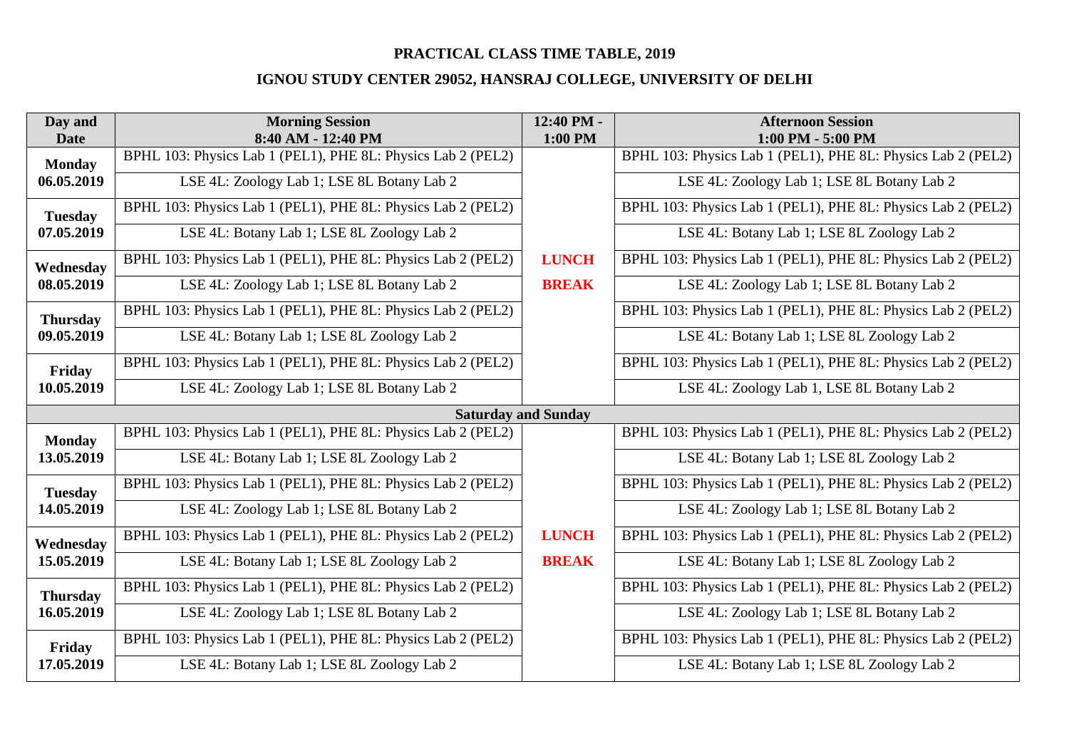# PRACTICAL CLASS TIME TABLE, 2019

## IGNOU STUDY CENTER 29052, HANSRAJ COLLEGE, UNIVERSITY OF DELHI

| Day and Date | Morning Session 8:40 AM - 12:40 PM | 12:40 PM - 1:00 PM | Afternoon Session 1:00 PM - 5:00 PM |
|---|---|---|---|
| **Monday 06.05.2019** | BPHL 103: Physics Lab 1 (PEL1), PHE 8L: Physics Lab 2 (PEL2) | | BPHL 103: Physics Lab 1 (PEL1), PHE 8L: Physics Lab 2 (PEL2) |
| | LSE 4L: Zoology Lab 1; LSE 8L Botany Lab 2 | | LSE 4L: Zoology Lab 1; LSE 8L Botany Lab 2 |
| **Tuesday 07.05.2019** | BPHL 103: Physics Lab 1 (PEL1), PHE 8L: Physics Lab 2 (PEL2) | | BPHL 103: Physics Lab 1 (PEL1), PHE 8L: Physics Lab 2 (PEL2) |
| | LSE 4L: Botany Lab 1; LSE 8L Zoology Lab 2 | | LSE 4L: Botany Lab 1; LSE 8L Zoology Lab 2 |
| **Wednesday 08.05.2019** | BPHL 103: Physics Lab 1 (PEL1), PHE 8L: Physics Lab 2 (PEL2) | **LUNCH** | BPHL 103: Physics Lab 1 (PEL1), PHE 8L: Physics Lab 2 (PEL2) |
| | LSE 4L: Zoology Lab 1; LSE 8L Botany Lab 2 | **BREAK** | LSE 4L: Zoology Lab 1; LSE 8L Botany Lab 2 |
| **Thursday 09.05.2019** | BPHL 103: Physics Lab 1 (PEL1), PHE 8L: Physics Lab 2 (PEL2) | | BPHL 103: Physics Lab 1 (PEL1), PHE 8L: Physics Lab 2 (PEL2) |
| | LSE 4L: Botany Lab 1; LSE 8L Zoology Lab 2 | | LSE 4L: Botany Lab 1; LSE 8L Zoology Lab 2 |
| **Friday 10.05.2019** | BPHL 103: Physics Lab 1 (PEL1), PHE 8L: Physics Lab 2 (PEL2) | | BPHL 103: Physics Lab 1 (PEL1), PHE 8L: Physics Lab 2 (PEL2) |
| | LSE 4L: Zoology Lab 1; LSE 8L Botany Lab 2 | | LSE 4L: Zoology Lab 1, LSE 8L Botany Lab 2 |
| **Saturday and Sunday** | | | |
| **Monday 13.05.2019** | BPHL 103: Physics Lab 1 (PEL1), PHE 8L: Physics Lab 2 (PEL2) | | BPHL 103: Physics Lab 1 (PEL1), PHE 8L: Physics Lab 2 (PEL2) |
| | LSE 4L: Botany Lab 1; LSE 8L Zoology Lab 2 | | LSE 4L: Botany Lab 1; LSE 8L Zoology Lab 2 |
| **Tuesday 14.05.2019** | BPHL 103: Physics Lab 1 (PEL1), PHE 8L: Physics Lab 2 (PEL2) | | BPHL 103: Physics Lab 1 (PEL1), PHE 8L: Physics Lab 2 (PEL2) |
| | LSE 4L: Zoology Lab 1; LSE 8L Botany Lab 2 | | LSE 4L: Zoology Lab 1; LSE 8L Botany Lab 2 |
| **Wednesday 15.05.2019** | BPHL 103: Physics Lab 1 (PEL1), PHE 8L: Physics Lab 2 (PEL2) | **LUNCH** | BPHL 103: Physics Lab 1 (PEL1), PHE 8L: Physics Lab 2 (PEL2) |
| | LSE 4L: Botany Lab 1; LSE 8L Zoology Lab 2 | **BREAK** | LSE 4L: Botany Lab 1; LSE 8L Zoology Lab 2 |
| **Thursday 16.05.2019** | BPHL 103: Physics Lab 1 (PEL1), PHE 8L: Physics Lab 2 (PEL2) | | BPHL 103: Physics Lab 1 (PEL1), PHE 8L: Physics Lab 2 (PEL2) |
| | LSE 4L: Zoology Lab 1; LSE 8L Botany Lab 2 | | LSE 4L: Zoology Lab 1; LSE 8L Botany Lab 2 |
| **Friday 17.05.2019** | BPHL 103: Physics Lab 1 (PEL1), PHE 8L: Physics Lab 2 (PEL2) | | BPHL 103: Physics Lab 1 (PEL1), PHE 8L: Physics Lab 2 (PEL2) |
| | LSE 4L: Botany Lab 1; LSE 8L Zoology Lab 2 | | LSE 4L: Botany Lab 1; LSE 8L Zoology Lab 2 |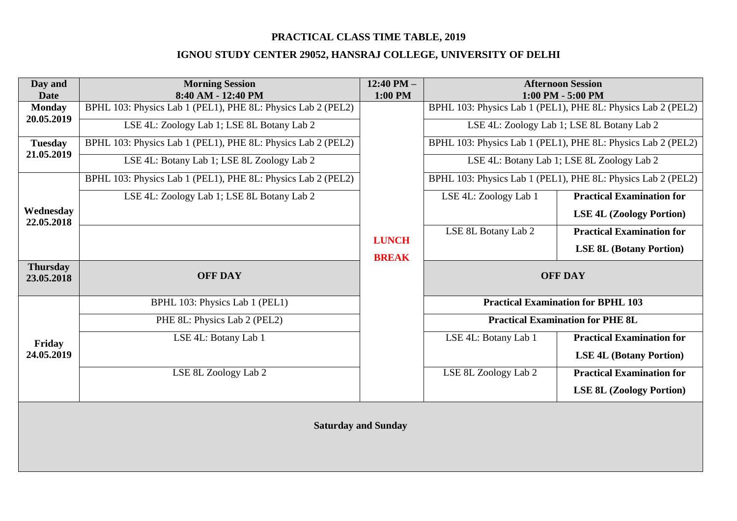**PRACTICAL CLASS TIME TABLE, 2019**

**IGNOU STUDY CENTER 29052, HANSRAJ COLLEGE, UNIVERSITY OF DELHI**

| Day and Date | Morning Session 8:40 AM - 12:40 PM | 12:40 PM – 1:00 PM | Afternoon Session 1:00 PM - 5:00 PM | |
|---|---|---|---|---|
| **Monday 20.05.2019** | BPHL 103: Physics Lab 1 (PEL1), PHE 8L: Physics Lab 2 (PEL2) | **LUNCH BREAK** | BPHL 103: Physics Lab 1 (PEL1), PHE 8L: Physics Lab 2 (PEL2) | |
| | LSE 4L: Zoology Lab 1; LSE 8L Botany Lab 2 | | LSE 4L: Zoology Lab 1; LSE 8L Botany Lab 2 | |
| **Tuesday 21.05.2019** | BPHL 103: Physics Lab 1 (PEL1), PHE 8L: Physics Lab 2 (PEL2) | | BPHL 103: Physics Lab 1 (PEL1), PHE 8L: Physics Lab 2 (PEL2) | |
| | LSE 4L: Botany Lab 1; LSE 8L Zoology Lab 2 | | LSE 4L: Botany Lab 1; LSE 8L Zoology Lab 2 | |
| **Wednesday 22.05.2018** | BPHL 103: Physics Lab 1 (PEL1), PHE 8L: Physics Lab 2 (PEL2) | | BPHL 103: Physics Lab 1 (PEL1), PHE 8L: Physics Lab 2 (PEL2) | |
| | LSE 4L: Zoology Lab 1; LSE 8L Botany Lab 2 | | LSE 4L: Zoology Lab 1 | **Practical Examination for LSE 4L (Zoology Portion)** |
| | | | LSE 8L Botany Lab 2 | **Practical Examination for LSE 8L (Botany Portion)** |
| **Thursday 23.05.2018** | **OFF DAY** | | **OFF DAY** | |
| **Friday 24.05.2019** | BPHL 103: Physics Lab 1 (PEL1) | | **Practical Examination for BPHL 103** | |
| | PHE 8L: Physics Lab 2 (PEL2) | | **Practical Examination for PHE 8L** | |
| | LSE 4L: Botany Lab 1 | | LSE 4L: Botany Lab 1 | **Practical Examination for LSE 4L (Botany Portion)** |
| | LSE 8L Zoology Lab 2 | | LSE 8L Zoology Lab 2 | **Practical Examination for LSE 8L (Zoology Portion)** |
| **Saturday and Sunday** | | | | |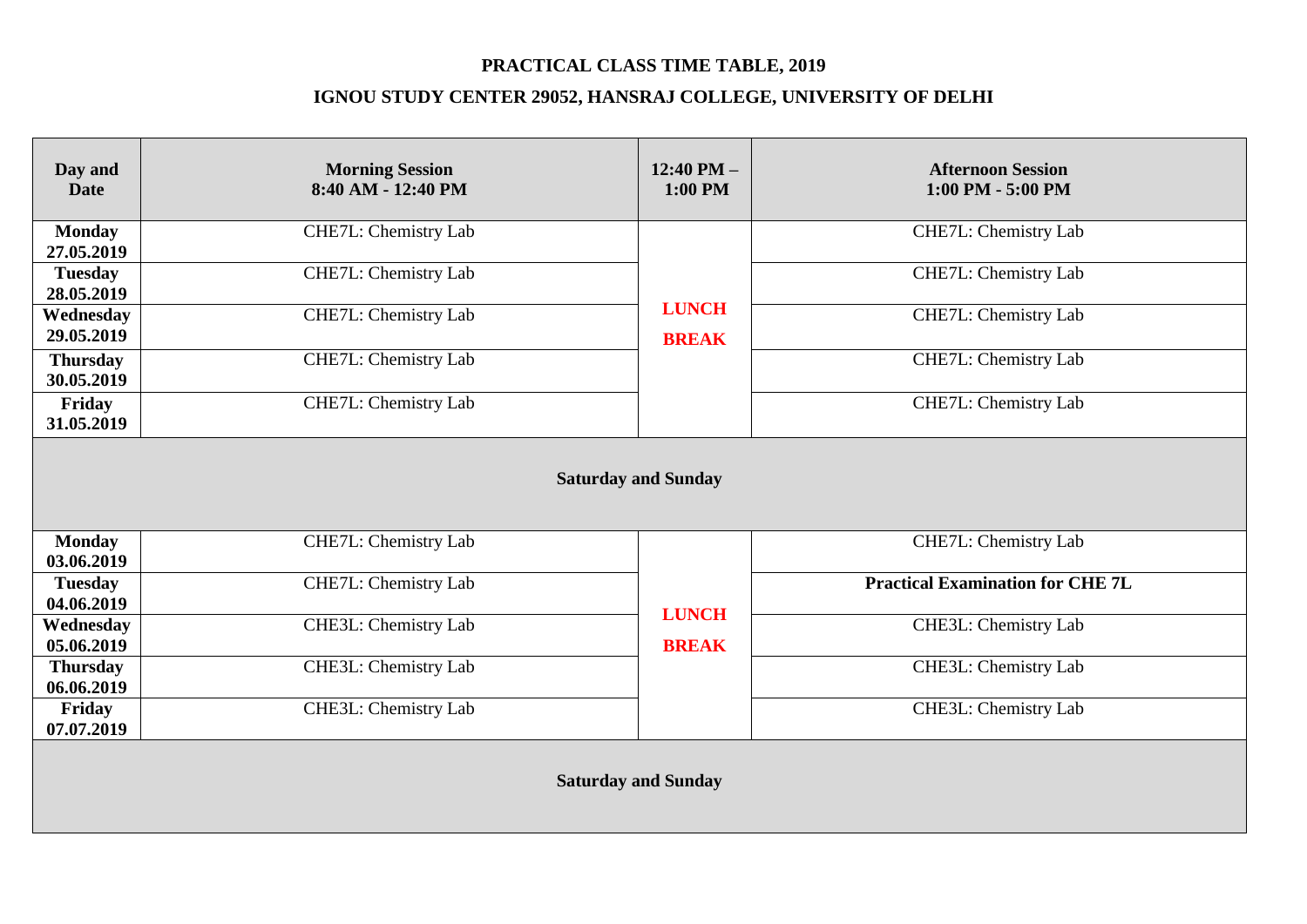**PRACTICAL CLASS TIME TABLE, 2019**

**IGNOU STUDY CENTER 29052, HANSRAJ COLLEGE, UNIVERSITY OF DELHI**

| Day and Date | Morning Session 8:40 AM - 12:40 PM | 12:40 PM – 1:00 PM | Afternoon Session 1:00 PM - 5:00 PM |
|---|---|---|---|
| **Monday 27.05.2019** | CHE7L: Chemistry Lab | **LUNCH BREAK** | CHE7L: Chemistry Lab |
| **Tuesday 28.05.2019** | CHE7L: Chemistry Lab | | CHE7L: Chemistry Lab |
| **Wednesday 29.05.2019** | CHE7L: Chemistry Lab | | CHE7L: Chemistry Lab |
| **Thursday 30.05.2019** | CHE7L: Chemistry Lab | | CHE7L: Chemistry Lab |
| **Friday 31.05.2019** | CHE7L: Chemistry Lab | | CHE7L: Chemistry Lab |
| **Saturday and Sunday** | | | |
| **Monday 03.06.2019** | CHE7L: Chemistry Lab | **LUNCH BREAK** | CHE7L: Chemistry Lab |
| **Tuesday 04.06.2019** | CHE7L: Chemistry Lab | | **Practical Examination for CHE 7L** |
| **Wednesday 05.06.2019** | CHE3L: Chemistry Lab | | CHE3L: Chemistry Lab |
| **Thursday 06.06.2019** | CHE3L: Chemistry Lab | | CHE3L: Chemistry Lab |
| **Friday 07.07.2019** | CHE3L: Chemistry Lab | | CHE3L: Chemistry Lab |
| **Saturday and Sunday** | | | |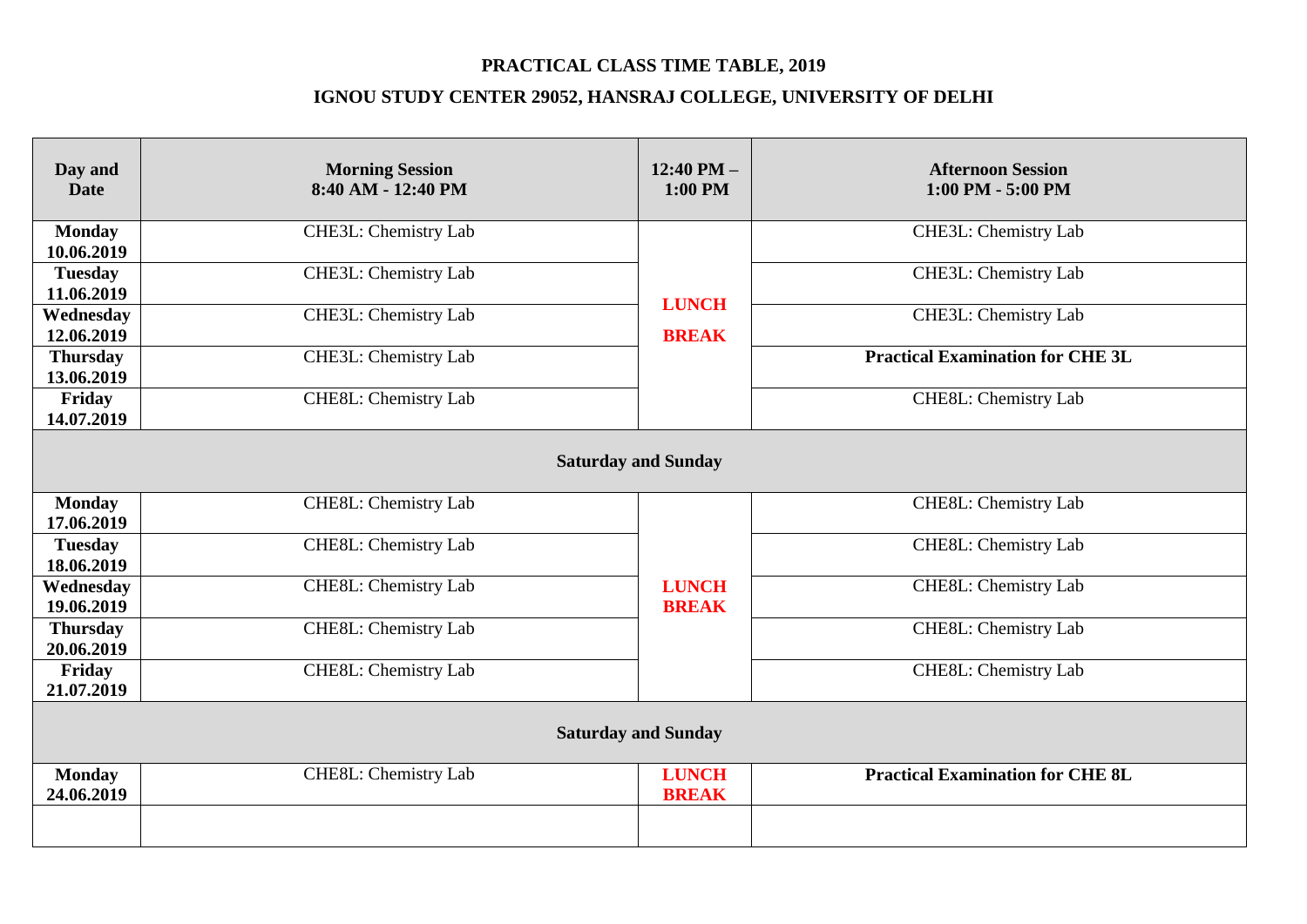**PRACTICAL CLASS TIME TABLE, 2019**

**IGNOU STUDY CENTER 29052, HANSRAJ COLLEGE, UNIVERSITY OF DELHI**

| Day and Date | Morning Session 8:40 AM - 12:40 PM | 12:40 PM – 1:00 PM | Afternoon Session 1:00 PM - 5:00 PM |
|---|---|---|---|
| **Monday 10.06.2019** | CHE3L: Chemistry Lab | **LUNCH BREAK** | CHE3L: Chemistry Lab |
| **Tuesday 11.06.2019** | CHE3L: Chemistry Lab | | CHE3L: Chemistry Lab |
| **Wednesday 12.06.2019** | CHE3L: Chemistry Lab | | CHE3L: Chemistry Lab |
| **Thursday 13.06.2019** | CHE3L: Chemistry Lab | | **Practical Examination for CHE 3L** |
| **Friday 14.07.2019** | CHE8L: Chemistry Lab | | CHE8L: Chemistry Lab |
| **Saturday and Sunday** | | | |
| **Monday 17.06.2019** | CHE8L: Chemistry Lab | **LUNCH BREAK** | CHE8L: Chemistry Lab |
| **Tuesday 18.06.2019** | CHE8L: Chemistry Lab | | CHE8L: Chemistry Lab |
| **Wednesday 19.06.2019** | CHE8L: Chemistry Lab | | CHE8L: Chemistry Lab |
| **Thursday 20.06.2019** | CHE8L: Chemistry Lab | | CHE8L: Chemistry Lab |
| **Friday 21.07.2019** | CHE8L: Chemistry Lab | | CHE8L: Chemistry Lab |
| **Saturday and Sunday** | | | |
| **Monday 24.06.2019** | CHE8L: Chemistry Lab | **LUNCH BREAK** | **Practical Examination for CHE 8L** |
| | | | |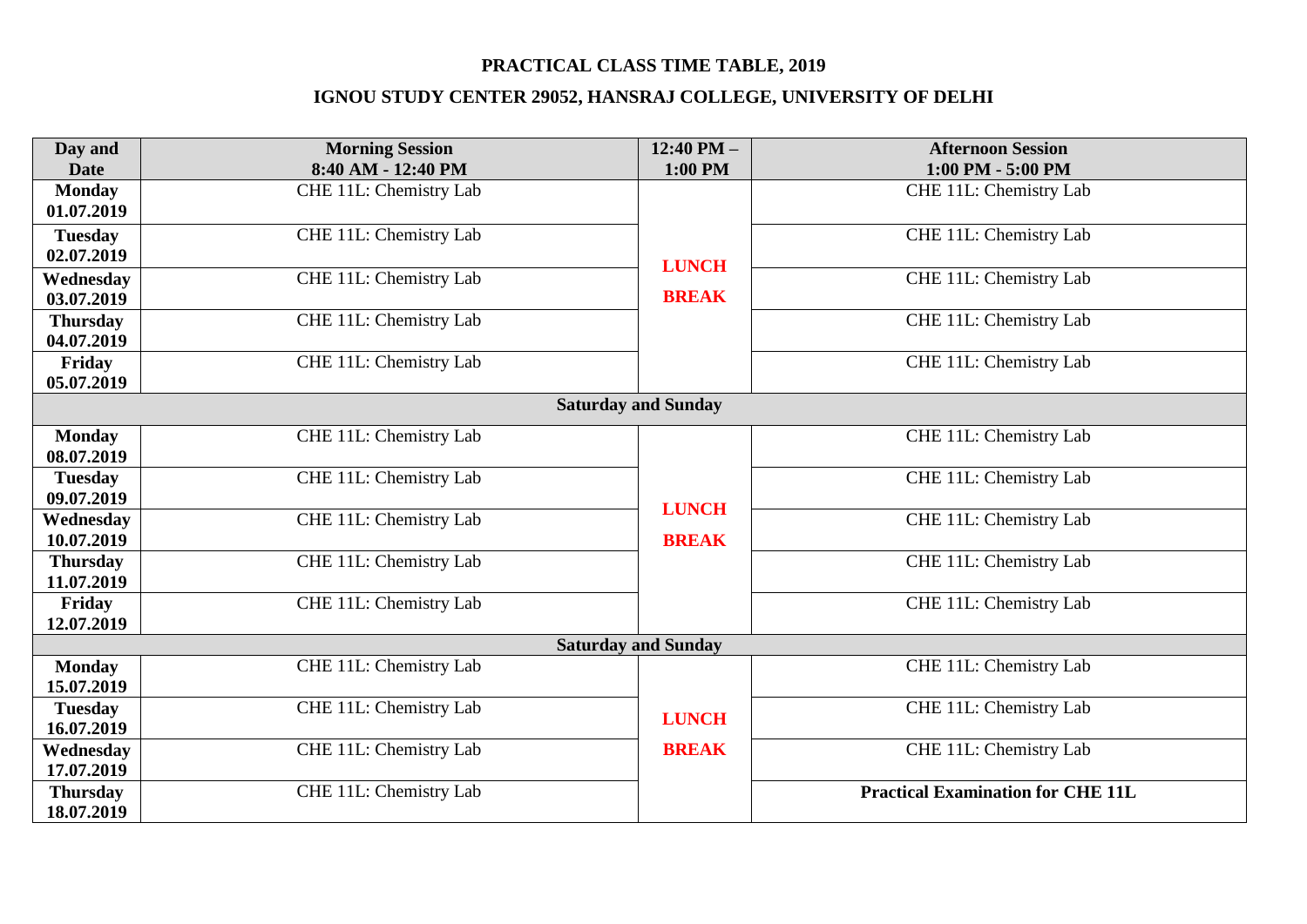**PRACTICAL CLASS TIME TABLE, 2019**

**IGNOU STUDY CENTER 29052, HANSRAJ COLLEGE, UNIVERSITY OF DELHI**

| Day and Date | Morning Session 8:40 AM - 12:40 PM | 12:40 PM – 1:00 PM | Afternoon Session 1:00 PM - 5:00 PM |
|---|---|---|---|
| **Monday 01.07.2019** | CHE 11L: Chemistry Lab | **LUNCH BREAK** | CHE 11L: Chemistry Lab |
| **Tuesday 02.07.2019** | CHE 11L: Chemistry Lab | | CHE 11L: Chemistry Lab |
| **Wednesday 03.07.2019** | CHE 11L: Chemistry Lab | | CHE 11L: Chemistry Lab |
| **Thursday 04.07.2019** | CHE 11L: Chemistry Lab | | CHE 11L: Chemistry Lab |
| **Friday 05.07.2019** | CHE 11L: Chemistry Lab | | CHE 11L: Chemistry Lab |
| **Saturday and Sunday** | | | |
| **Monday 08.07.2019** | CHE 11L: Chemistry Lab | **LUNCH BREAK** | CHE 11L: Chemistry Lab |
| **Tuesday 09.07.2019** | CHE 11L: Chemistry Lab | | CHE 11L: Chemistry Lab |
| **Wednesday 10.07.2019** | CHE 11L: Chemistry Lab | | CHE 11L: Chemistry Lab |
| **Thursday 11.07.2019** | CHE 11L: Chemistry Lab | | CHE 11L: Chemistry Lab |
| **Friday 12.07.2019** | CHE 11L: Chemistry Lab | | CHE 11L: Chemistry Lab |
| **Saturday and Sunday** | | | |
| **Monday 15.07.2019** | CHE 11L: Chemistry Lab | **LUNCH BREAK** | CHE 11L: Chemistry Lab |
| **Tuesday 16.07.2019** | CHE 11L: Chemistry Lab | | CHE 11L: Chemistry Lab |
| **Wednesday 17.07.2019** | CHE 11L: Chemistry Lab | | CHE 11L: Chemistry Lab |
| **Thursday 18.07.2019** | CHE 11L: Chemistry Lab | | **Practical Examination for CHE 11L** |